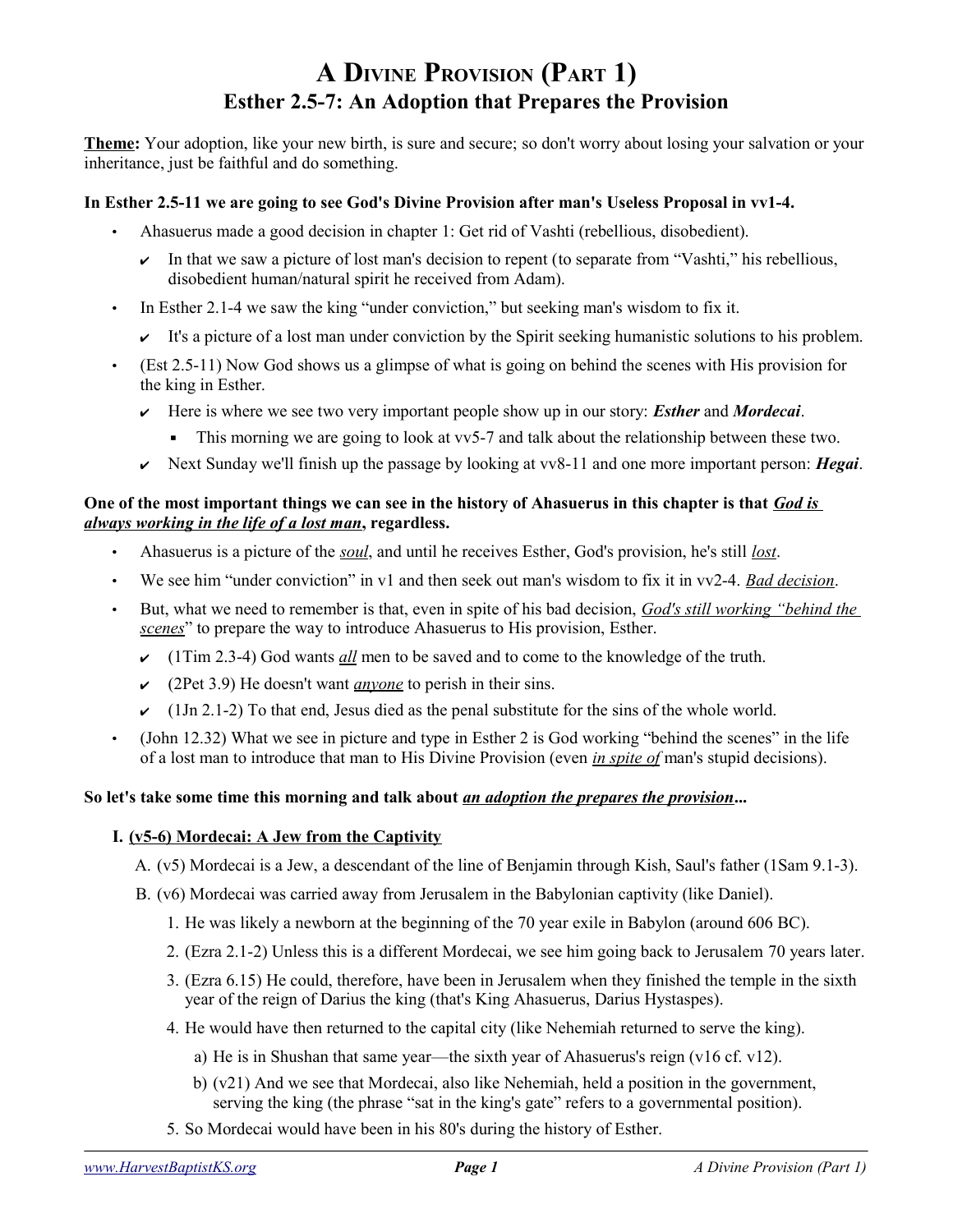# A Divine Provision (Part 1)
## Esther 2.5-7: An Adoption that Prepares the Provision

**Theme:** Your adoption, like your new birth, is sure and secure; so don't worry about losing your salvation or your inheritance, just be faithful and do something.

**In Esther 2.5-11 we are going to see God's Divine Provision after man's Useless Proposal in vv1-4.**

- Ahasuerus made a good decision in chapter 1: Get rid of Vashti (rebellious, disobedient).
  - ✔ In that we saw a picture of lost man's decision to repent (to separate from "Vashti," his rebellious, disobedient human/natural spirit he received from Adam).
- In Esther 2.1-4 we saw the king "under conviction," but seeking man's wisdom to fix it.
  - ✔ It's a picture of a lost man under conviction by the Spirit seeking humanistic solutions to his problem.
- (Est 2.5-11) Now God shows us a glimpse of what is going on behind the scenes with His provision for the king in Esther.
  - ✔ Here is where we see two very important people show up in our story: ***Esther*** and ***Mordecai***.
    - This morning we are going to look at vv5-7 and talk about the relationship between these two.
  - ✔ Next Sunday we'll finish up the passage by looking at vv8-11 and one more important person: ***Hegai***.

**One of the most important things we can see in the history of Ahasuerus in this chapter is that *God is always working in the life of a lost man*, regardless.**

- Ahasuerus is a picture of the *soul*, and until he receives Esther, God's provision, he's still *lost*.
- We see him "under conviction" in v1 and then seek out man's wisdom to fix it in vv2-4. *Bad decision*.
- But, what we need to remember is that, even in spite of his bad decision, *God's still working "behind the scenes*" to prepare the way to introduce Ahasuerus to His provision, Esther.
  - ✔ (1Tim 2.3-4) God wants *all* men to be saved and to come to the knowledge of the truth.
  - ✔ (2Pet 3.9) He doesn't want *anyone* to perish in their sins.
  - ✔ (1Jn 2.1-2) To that end, Jesus died as the penal substitute for the sins of the whole world.
- (John 12.32) What we see in picture and type in Esther 2 is God working "behind the scenes" in the life of a lost man to introduce that man to His Divine Provision (even *in spite of* man's stupid decisions).

**So let's take some time this morning and talk about *an adoption the prepares the provision*...**

### I. (v5-6) Mordecai: A Jew from the Captivity

A. (v5) Mordecai is a Jew, a descendant of the line of Benjamin through Kish, Saul's father (1Sam 9.1-3).

B. (v6) Mordecai was carried away from Jerusalem in the Babylonian captivity (like Daniel).

1. He was likely a newborn at the beginning of the 70 year exile in Babylon (around 606 BC).
2. (Ezra 2.1-2) Unless this is a different Mordecai, we see him going back to Jerusalem 70 years later.
3. (Ezra 6.15) He could, therefore, have been in Jerusalem when they finished the temple in the sixth year of the reign of Darius the king (that's King Ahasuerus, Darius Hystaspes).
4. He would have then returned to the capital city (like Nehemiah returned to serve the king).
   - a) He is in Shushan that same year—the sixth year of Ahasuerus's reign (v16 cf. v12).
   - b) (v21) And we see that Mordecai, also like Nehemiah, held a position in the government, serving the king (the phrase "sat in the king's gate" refers to a governmental position).
5. So Mordecai would have been in his 80's during the history of Esther.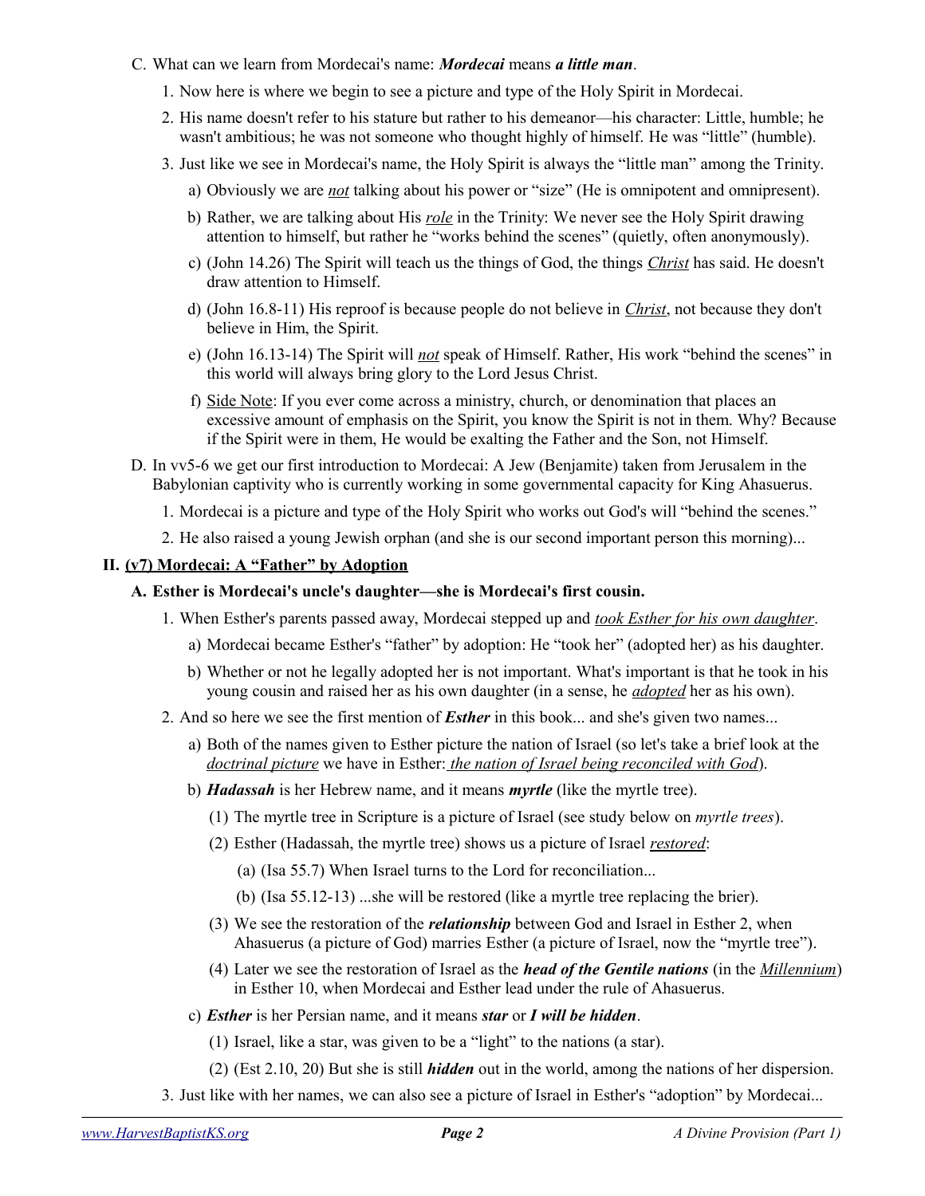C. What can we learn from Mordecai's name: ***Mordecai*** means ***a little man***.

1. Now here is where we begin to see a picture and type of the Holy Spirit in Mordecai.
2. His name doesn't refer to his stature but rather to his demeanor—his character: Little, humble; he wasn't ambitious; he was not someone who thought highly of himself. He was "little" (humble).
3. Just like we see in Mordecai's name, the Holy Spirit is always the "little man" among the Trinity.
   a) Obviously we are <u>*not*</u> talking about his power or "size" (He is omnipotent and omnipresent).
   b) Rather, we are talking about His <u>*role*</u> in the Trinity: We never see the Holy Spirit drawing attention to himself, but rather he "works behind the scenes" (quietly, often anonymously).
   c) (John 14.26) The Spirit will teach us the things of God, the things <u>*Christ*</u> has said. He doesn't draw attention to Himself.
   d) (John 16.8-11) His reproof is because people do not believe in <u>*Christ*</u>, not because they don't believe in Him, the Spirit.
   e) (John 16.13-14) The Spirit will <u>*not*</u> speak of Himself. Rather, His work "behind the scenes" in this world will always bring glory to the Lord Jesus Christ.
   f) <u>Side Note</u>: If you ever come across a ministry, church, or denomination that places an excessive amount of emphasis on the Spirit, you know the Spirit is not in them. Why? Because if the Spirit were in them, He would be exalting the Father and the Son, not Himself.

D. In vv5-6 we get our first introduction to Mordecai: A Jew (Benjamite) taken from Jerusalem in the Babylonian captivity who is currently working in some governmental capacity for King Ahasuerus.

1. Mordecai is a picture and type of the Holy Spirit who works out God's will "behind the scenes."
2. He also raised a young Jewish orphan (and she is our second important person this morning)...

## II. <u>(v7) Mordecai: A "Father" by Adoption</u>

### A. Esther is Mordecai's uncle's daughter—she is Mordecai's first cousin.

1. When Esther's parents passed away, Mordecai stepped up and <u>*took Esther for his own daughter*</u>.
   a) Mordecai became Esther's "father" by adoption: He "took her" (adopted her) as his daughter.
   b) Whether or not he legally adopted her is not important. What's important is that he took in his young cousin and raised her as his own daughter (in a sense, he <u>*adopted*</u> her as his own).
2. And so here we see the first mention of ***Esther*** in this book... and she's given two names...
   a) Both of the names given to Esther picture the nation of Israel (so let's take a brief look at the <u>*doctrinal picture*</u> we have in Esther: <u>*the nation of Israel being reconciled with God*</u>).
   b) ***Hadassah*** is her Hebrew name, and it means ***myrtle*** (like the myrtle tree).
      (1) The myrtle tree in Scripture is a picture of Israel (see study below on *myrtle trees*).
      (2) Esther (Hadassah, the myrtle tree) shows us a picture of Israel <u>*restored*</u>:
         (a) (Isa 55.7) When Israel turns to the Lord for reconciliation...
         (b) (Isa 55.12-13) ...she will be restored (like a myrtle tree replacing the brier).
      (3) We see the restoration of the ***relationship*** between God and Israel in Esther 2, when Ahasuerus (a picture of God) marries Esther (a picture of Israel, now the "myrtle tree").
      (4) Later we see the restoration of Israel as the ***head of the Gentile nations*** (in the <u>*Millennium*</u>) in Esther 10, when Mordecai and Esther lead under the rule of Ahasuerus.
   c) ***Esther*** is her Persian name, and it means ***star*** or ***I will be hidden***.
      (1) Israel, like a star, was given to be a "light" to the nations (a star).
      (2) (Est 2.10, 20) But she is still ***hidden*** out in the world, among the nations of her dispersion.
3. Just like with her names, we can also see a picture of Israel in Esther's "adoption" by Mordecai...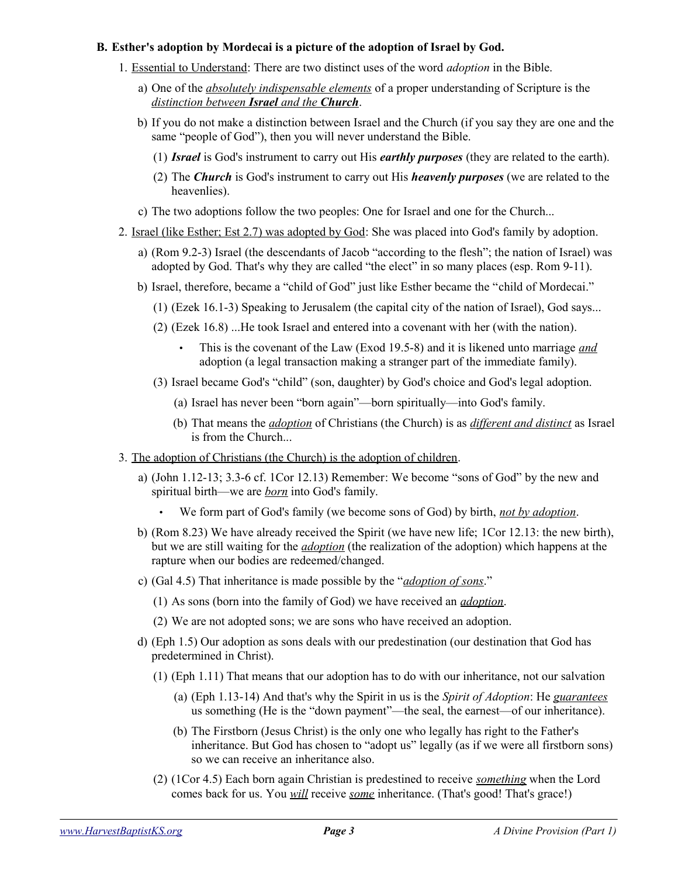**B. Esther's adoption by Mordecai is a picture of the adoption of Israel by God.**

1. <u>Essential to Understand</u>: There are two distinct uses of the word *adoption* in the Bible.
   a) One of the <u>*absolutely indispensable elements*</u> of a proper understanding of Scripture is the <u>*distinction between **Israel** and the **Church***</u>.
   b) If you do not make a distinction between Israel and the Church (if you say they are one and the same "people of God"), then you will never understand the Bible.
      (1) ***Israel*** is God's instrument to carry out His ***earthly purposes*** (they are related to the earth).
      (2) The ***Church*** is God's instrument to carry out His ***heavenly purposes*** (we are related to the heavenlies).
   c) The two adoptions follow the two peoples: One for Israel and one for the Church...
2. <u>Israel (like Esther; Est 2.7) was adopted by God</u>: She was placed into God's family by adoption.
   a) (Rom 9.2-3) Israel (the descendants of Jacob "according to the flesh"; the nation of Israel) was adopted by God. That's why they are called "the elect" in so many places (esp. Rom 9-11).
   b) Israel, therefore, became a "child of God" just like Esther became the "child of Mordecai."
      (1) (Ezek 16.1-3) Speaking to Jerusalem (the capital city of the nation of Israel), God says...
      (2) (Ezek 16.8) ...He took Israel and entered into a covenant with her (with the nation).
         - This is the covenant of the Law (Exod 19.5-8) and it is likened unto marriage <u>*and*</u> adoption (a legal transaction making a stranger part of the immediate family).
      (3) Israel became God's "child" (son, daughter) by God's choice and God's legal adoption.
         (a) Israel has never been "born again"—born spiritually—into God's family.
         (b) That means the <u>*adoption*</u> of Christians (the Church) is as <u>*different and distinct*</u> as Israel is from the Church...
3. <u>The adoption of Christians (the Church) is the adoption of children</u>.
   a) (John 1.12-13; 3.3-6 cf. 1Cor 12.13) Remember: We become "sons of God" by the new and spiritual birth—we are <u>*born*</u> into God's family.
      - We form part of God's family (we become sons of God) by birth, <u>*not by adoption*</u>.
   b) (Rom 8.23) We have already received the Spirit (we have new life; 1Cor 12.13: the new birth), but we are still waiting for the <u>*adoption*</u> (the realization of the adoption) which happens at the rapture when our bodies are redeemed/changed.
   c) (Gal 4.5) That inheritance is made possible by the "<u>*adoption of sons*</u>."
      (1) As sons (born into the family of God) we have received an <u>*adoption*</u>.
      (2) We are not adopted sons; we are sons who have received an adoption.
   d) (Eph 1.5) Our adoption as sons deals with our predestination (our destination that God has predetermined in Christ).
      (1) (Eph 1.11) That means that our adoption has to do with our inheritance, not our salvation
         (a) (Eph 1.13-14) And that's why the Spirit in us is the *Spirit of Adoption*: He <u>*guarantees*</u> us something (He is the "down payment"—the seal, the earnest—of our inheritance).
         (b) The Firstborn (Jesus Christ) is the only one who legally has right to the Father's inheritance. But God has chosen to "adopt us" legally (as if we were all firstborn sons) so we can receive an inheritance also.
      (2) (1Cor 4.5) Each born again Christian is predestined to receive <u>*something*</u> when the Lord comes back for us. You <u>***will***</u> receive <u>*some*</u> inheritance. (That's good! That's grace!)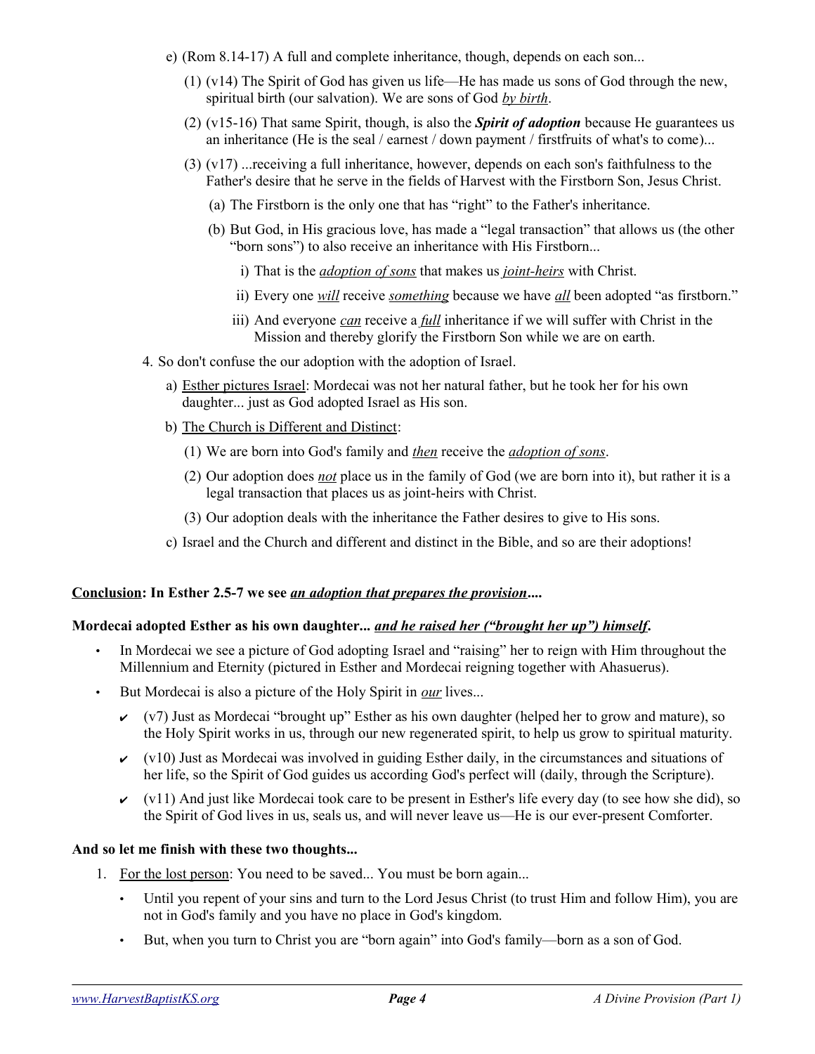e) (Rom 8.14-17) A full and complete inheritance, though, depends on each son...

   (1) (v14) The Spirit of God has given us life—He has made us sons of God through the new, spiritual birth (our salvation). We are sons of God *by birth*.

   (2) (v15-16) That same Spirit, though, is also the ***Spirit of adoption*** because He guarantees us an inheritance (He is the seal / earnest / down payment / firstfruits of what's to come)...

   (3) (v17) ...receiving a full inheritance, however, depends on each son's faithfulness to the Father's desire that he serve in the fields of Harvest with the Firstborn Son, Jesus Christ.

      (a) The Firstborn is the only one that has "right" to the Father's inheritance.

      (b) But God, in His gracious love, has made a "legal transaction" that allows us (the other "born sons") to also receive an inheritance with His Firstborn...

         i) That is the *adoption of sons* that makes us *joint-heirs* with Christ.

         ii) Every one *will* receive *something* because we have *all* been adopted "as firstborn."

         iii) And everyone *can* receive a *full* inheritance if we will suffer with Christ in the Mission and thereby glorify the Firstborn Son while we are on earth.

4. So don't confuse the our adoption with the adoption of Israel.

   a) Esther pictures Israel: Mordecai was not her natural father, but he took her for his own daughter... just as God adopted Israel as His son.

   b) The Church is Different and Distinct:

      (1) We are born into God's family and *then* receive the *adoption of sons*.

      (2) Our adoption does *not* place us in the family of God (we are born into it), but rather it is a legal transaction that places us as joint-heirs with Christ.

      (3) Our adoption deals with the inheritance the Father desires to give to His sons.

   c) Israel and the Church and different and distinct in the Bible, and so are their adoptions!

**Conclusion: In Esther 2.5-7 we see *an adoption that prepares the provision*....**

**Mordecai adopted Esther as his own daughter... *and he raised her ("brought her up") himself*.**

- In Mordecai we see a picture of God adopting Israel and "raising" her to reign with Him throughout the Millennium and Eternity (pictured in Esther and Mordecai reigning together with Ahasuerus).
- But Mordecai is also a picture of the Holy Spirit in *our* lives...
  - ✔ (v7) Just as Mordecai "brought up" Esther as his own daughter (helped her to grow and mature), so the Holy Spirit works in us, through our new regenerated spirit, to help us grow to spiritual maturity.
  - ✔ (v10) Just as Mordecai was involved in guiding Esther daily, in the circumstances and situations of her life, so the Spirit of God guides us according God's perfect will (daily, through the Scripture).
  - ✔ (v11) And just like Mordecai took care to be present in Esther's life every day (to see how she did), so the Spirit of God lives in us, seals us, and will never leave us—He is our ever-present Comforter.

**And so let me finish with these two thoughts...**

1. For the lost person: You need to be saved... You must be born again...
   - Until you repent of your sins and turn to the Lord Jesus Christ (to trust Him and follow Him), you are not in God's family and you have no place in God's kingdom.
   - But, when you turn to Christ you are "born again" into God's family—born as a son of God.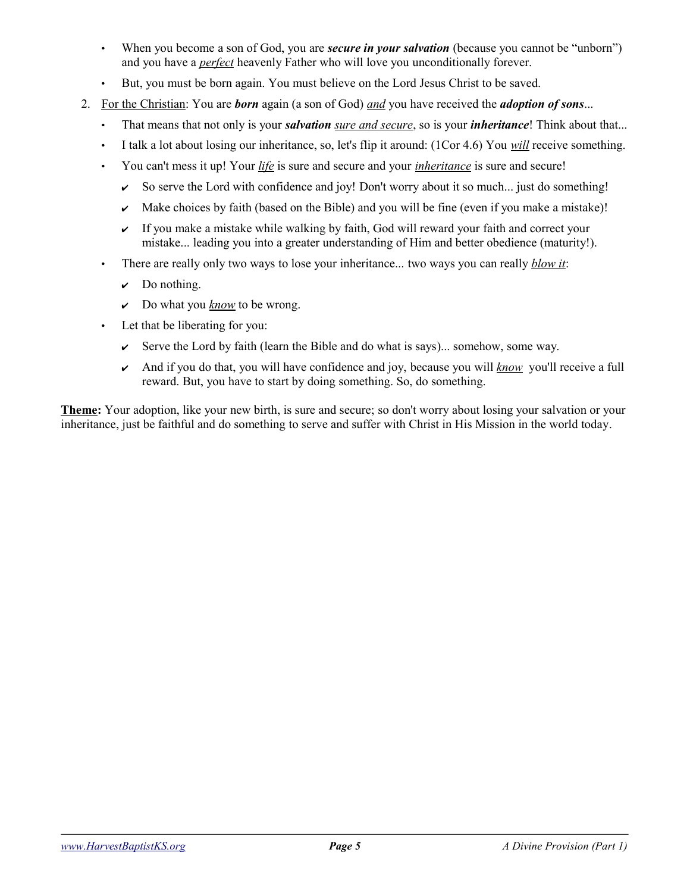- When you become a son of God, you are ***secure in your salvation*** (because you cannot be "unborn") and you have a *perfect* heavenly Father who will love you unconditionally forever.
- But, you must be born again. You must believe on the Lord Jesus Christ to be saved.

2. For the Christian: You are ***born*** again (a son of God) *and* you have received the ***adoption of sons***...
   - That means that not only is your ***salvation*** *sure and secure*, so is your ***inheritance***! Think about that...
   - I talk a lot about losing our inheritance, so, let's flip it around: (1Cor 4.6) You *will* receive something.
   - You can't mess it up! Your *life* is sure and secure and your *inheritance* is sure and secure!
     - ✔ So serve the Lord with confidence and joy! Don't worry about it so much... just do something!
     - ✔ Make choices by faith (based on the Bible) and you will be fine (even if you make a mistake)!
     - ✔ If you make a mistake while walking by faith, God will reward your faith and correct your mistake... leading you into a greater understanding of Him and better obedience (maturity!).
   - There are really only two ways to lose your inheritance... two ways you can really *blow it*:
     - ✔ Do nothing.
     - ✔ Do what you *know* to be wrong.
   - Let that be liberating for you:
     - ✔ Serve the Lord by faith (learn the Bible and do what is says)... somehow, some way.
     - ✔ And if you do that, you will have confidence and joy, because you will *know* you'll receive a full reward. But, you have to start by doing something. So, do something.

**Theme:** Your adoption, like your new birth, is sure and secure; so don't worry about losing your salvation or your inheritance, just be faithful and do something to serve and suffer with Christ in His Mission in the world today.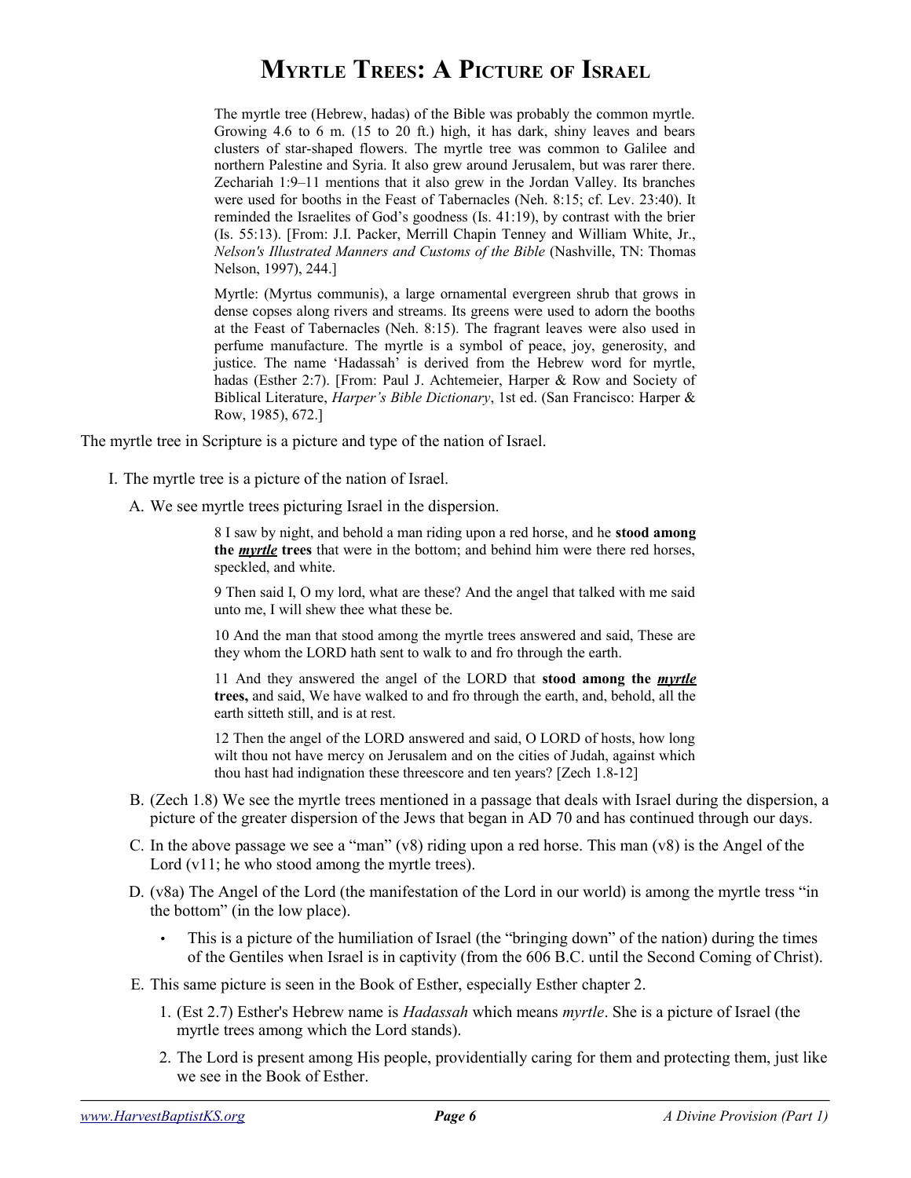# Myrtle Trees: A Picture of Israel

> The myrtle tree (Hebrew, hadas) of the Bible was probably the common myrtle. Growing 4.6 to 6 m. (15 to 20 ft.) high, it has dark, shiny leaves and bears clusters of star-shaped flowers. The myrtle tree was common to Galilee and northern Palestine and Syria. It also grew around Jerusalem, but was rarer there. Zechariah 1:9–11 mentions that it also grew in the Jordan Valley. Its branches were used for booths in the Feast of Tabernacles (Neh. 8:15; cf. Lev. 23:40). It reminded the Israelites of God's goodness (Is. 41:19), by contrast with the brier (Is. 55:13). [From: J.I. Packer, Merrill Chapin Tenney and William White, Jr., *Nelson's Illustrated Manners and Customs of the Bible* (Nashville, TN: Thomas Nelson, 1997), 244.]
>
> Myrtle: (Myrtus communis), a large ornamental evergreen shrub that grows in dense copses along rivers and streams. Its greens were used to adorn the booths at the Feast of Tabernacles (Neh. 8:15). The fragrant leaves were also used in perfume manufacture. The myrtle is a symbol of peace, joy, generosity, and justice. The name 'Hadassah' is derived from the Hebrew word for myrtle, hadas (Esther 2:7). [From: Paul J. Achtemeier, Harper & Row and Society of Biblical Literature, *Harper's Bible Dictionary*, 1st ed. (San Francisco: Harper & Row, 1985), 672.]

The myrtle tree in Scripture is a picture and type of the nation of Israel.

I. The myrtle tree is a picture of the nation of Israel.

A. We see myrtle trees picturing Israel in the dispersion.

> 8 I saw by night, and behold a man riding upon a red horse, and he **stood among the *myrtle* trees** that were in the bottom; and behind him were there red horses, speckled, and white.
>
> 9 Then said I, O my lord, what are these? And the angel that talked with me said unto me, I will shew thee what these be.
>
> 10 And the man that stood among the myrtle trees answered and said, These are they whom the LORD hath sent to walk to and fro through the earth.
>
> 11 And they answered the angel of the LORD that **stood among the *myrtle* trees,** and said, We have walked to and fro through the earth, and, behold, all the earth sitteth still, and is at rest.
>
> 12 Then the angel of the LORD answered and said, O LORD of hosts, how long wilt thou not have mercy on Jerusalem and on the cities of Judah, against which thou hast had indignation these threescore and ten years? [Zech 1.8-12]

B. (Zech 1.8) We see the myrtle trees mentioned in a passage that deals with Israel during the dispersion, a picture of the greater dispersion of the Jews that began in AD 70 and has continued through our days.

C. In the above passage we see a "man" (v8) riding upon a red horse. This man (v8) is the Angel of the Lord (v11; he who stood among the myrtle trees).

D. (v8a) The Angel of the Lord (the manifestation of the Lord in our world) is among the myrtle tress "in the bottom" (in the low place).

- This is a picture of the humiliation of Israel (the "bringing down" of the nation) during the times of the Gentiles when Israel is in captivity (from the 606 B.C. until the Second Coming of Christ).

E. This same picture is seen in the Book of Esther, especially Esther chapter 2.

1. (Est 2.7) Esther's Hebrew name is *Hadassah* which means *myrtle*. She is a picture of Israel (the myrtle trees among which the Lord stands).
2. The Lord is present among His people, providentially caring for them and protecting them, just like we see in the Book of Esther.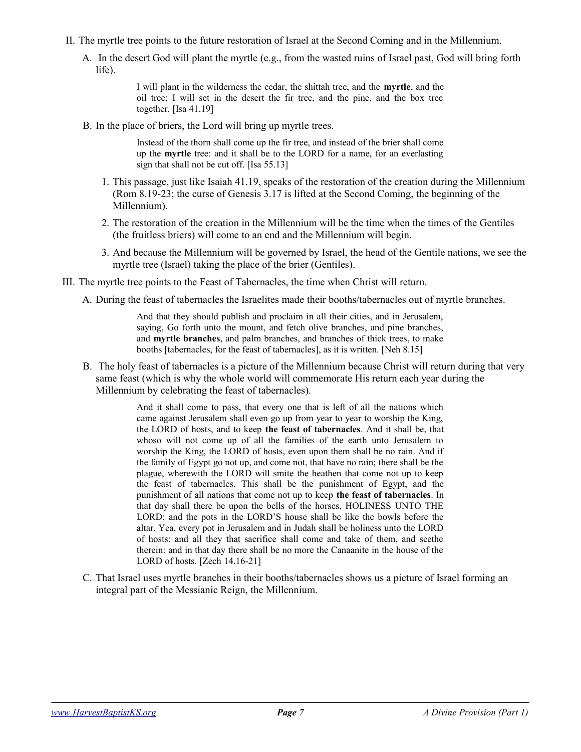II. The myrtle tree points to the future restoration of Israel at the Second Coming and in the Millennium.

   A. In the desert God will plant the myrtle (e.g., from the wasted ruins of Israel past, God will bring forth life).

   > I will plant in the wilderness the cedar, the shittah tree, and the **myrtle**, and the oil tree; I will set in the desert the fir tree, and the pine, and the box tree together. [Isa 41.19]

   B. In the place of briers, the Lord will bring up myrtle trees.

   > Instead of the thorn shall come up the fir tree, and instead of the brier shall come up the **myrtle** tree: and it shall be to the LORD for a name, for an everlasting sign that shall not be cut off. [Isa 55.13]

      1. This passage, just like Isaiah 41.19, speaks of the restoration of the creation during the Millennium (Rom 8.19-23; the curse of Genesis 3.17 is lifted at the Second Coming, the beginning of the Millennium).
      2. The restoration of the creation in the Millennium will be the time when the times of the Gentiles (the fruitless briers) will come to an end and the Millennium will begin.
      3. And because the Millennium will be governed by Israel, the head of the Gentile nations, we see the myrtle tree (Israel) taking the place of the brier (Gentiles).

III. The myrtle tree points to the Feast of Tabernacles, the time when Christ will return.

   A. During the feast of tabernacles the Israelites made their booths/tabernacles out of myrtle branches.

   > And that they should publish and proclaim in all their cities, and in Jerusalem, saying, Go forth unto the mount, and fetch olive branches, and pine branches, and **myrtle branches**, and palm branches, and branches of thick trees, to make booths [tabernacles, for the feast of tabernacles], as it is written. [Neh 8.15]

   B. The holy feast of tabernacles is a picture of the Millennium because Christ will return during that very same feast (which is why the whole world will commemorate His return each year during the Millennium by celebrating the feast of tabernacles).

   > And it shall come to pass, that every one that is left of all the nations which came against Jerusalem shall even go up from year to year to worship the King, the LORD of hosts, and to keep **the feast of tabernacles**. And it shall be, that whoso will not come up of all the families of the earth unto Jerusalem to worship the King, the LORD of hosts, even upon them shall be no rain. And if the family of Egypt go not up, and come not, that have no rain; there shall be the plague, wherewith the LORD will smite the heathen that come not up to keep the feast of tabernacles. This shall be the punishment of Egypt, and the punishment of all nations that come not up to keep **the feast of tabernacles**. In that day shall there be upon the bells of the horses, HOLINESS UNTO THE LORD; and the pots in the LORD'S house shall be like the bowls before the altar. Yea, every pot in Jerusalem and in Judah shall be holiness unto the LORD of hosts: and all they that sacrifice shall come and take of them, and seethe therein: and in that day there shall be no more the Canaanite in the house of the LORD of hosts. [Zech 14.16-21]

   C. That Israel uses myrtle branches in their booths/tabernacles shows us a picture of Israel forming an integral part of the Messianic Reign, the Millennium.